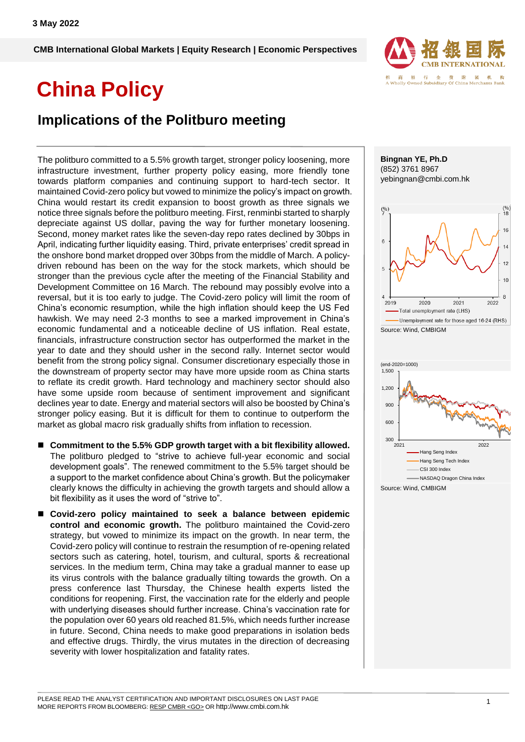3 May 2022

CMB International Global Markets | Equity Research | Economic Perspectives

# China Policy

## Implications of the Politburo meeting

The politburo committed to a 5.5% growth target, stronger policy loosening, more infrastructure investment, further property policy easing, more friendly tone towards platform companies and continuing support to hard-tech sector. It maintained Covid-zero policy but vowed to minimize the policy's impact on growth. China would restart its credit expansion to boost growth as three signals we notice three signals before the politburo meeting. First, renminbi started to sharply depreciate against US dollar, paving the way for further monetary loosening. Second, money market rates like the seven-day repo rates declined by 30bps in April, indicating further liquidity easing. Third, private enterprises' credit spread in the onshore bond market dropped over 30bps from the middle of March. A policy-driven rebound has been on the way for the stock markets, which should be stronger than the previous cycle after the meeting of the Financial Stability and Development Committee on 16 March. The rebound may possibly evolve into a reversal, but it is too early to judge. The Covid-zero policy will limit the room of China's economic resumption, while the high inflation should keep the US Fed hawkish. We may need 2-3 months to see a marked improvement in China's economic fundamental and a noticeable decline of US inflation. Real estate, financials, infrastructure construction sector has outperformed the market in the year to date and they should usher in the second rally. Internet sector would benefit from the strong policy signal. Consumer discretionary especially those in the downstream of property sector may have more upside room as China starts to reflate its credit growth. Hard technology and machinery sector should also have some upside room because of sentiment improvement and significant declines year to date. Energy and material sectors will also be boosted by China's stronger policy easing. But it is difficult for them to continue to outperform the market as global macro risk gradually shifts from inflation to recession.

- **Commitment to the 5.5% GDP growth target with a bit flexibility allowed.** The politburo pledged to "strive to achieve full-year economic and social development goals". The renewed commitment to the 5.5% target should be a support to the market confidence about China's growth. But the policymaker clearly knows the difficulty in achieving the growth targets and should allow a bit flexibility as it uses the word of "strive to".

- **Covid-zero policy maintained to seek a balance between epidemic control and economic growth.** The politburo maintained the Covid-zero strategy, but vowed to minimize its impact on the growth. In near term, the Covid-zero policy will continue to restrain the resumption of re-opening related sectors such as catering, hotel, tourism, and cultural, sports & recreational services. In the medium term, China may take a gradual manner to ease up its virus controls with the balance gradually tilting towards the growth. On a press conference last Thursday, the Chinese health experts listed the conditions for reopening. First, the vaccination rate for the elderly and people with underlying diseases should further increase. China's vaccination rate for the population over 60 years old reached 81.5%, which needs further increase in future. Second, China needs to make good preparations in isolation beds and effective drugs. Thirdly, the virus mutates in the direction of decreasing severity with lower hospitalization and fatality rates.

**Bingnan YE, Ph.D**
(852) 3761 8967
yebingnan@cmbi.com.hk

Total unemployment rate (LHS); Unemployment rate for those aged 16-24 (RHS)

Source: Wind, CMBIGM

(end-2020=1000) Hang Seng Index; Hang Seng Tech Index; CSI 300 Index; NASDAQ Dragon China Index

Source: Wind, CMBIGM

PLEASE READ THE ANALYST CERTIFICATION AND IMPORTANT DISCLOSURES ON LAST PAGE
MORE REPORTS FROM BLOOMBERG: RESP CMBR <GO> OR http://www.cmbi.com.hk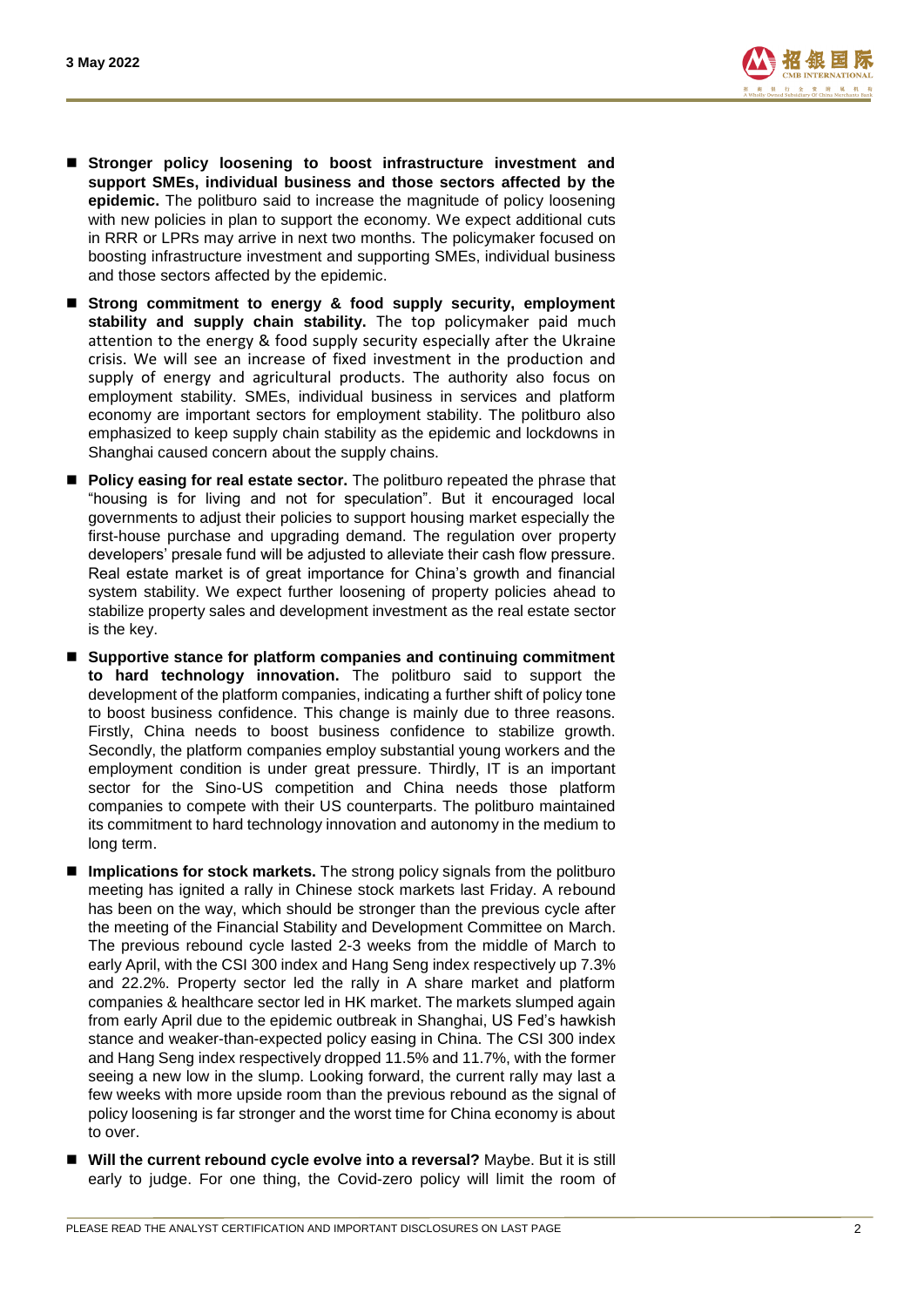- **Stronger policy loosening to boost infrastructure investment and support SMEs, individual business and those sectors affected by the epidemic.** The politburo said to increase the magnitude of policy loosening with new policies in plan to support the economy. We expect additional cuts in RRR or LPRs may arrive in next two months. The policymaker focused on boosting infrastructure investment and supporting SMEs, individual business and those sectors affected by the epidemic.

- **Strong commitment to energy & food supply security, employment stability and supply chain stability.** The top policymaker paid much attention to the energy & food supply security especially after the Ukraine crisis. We will see an increase of fixed investment in the production and supply of energy and agricultural products. The authority also focus on employment stability. SMEs, individual business in services and platform economy are important sectors for employment stability. The politburo also emphasized to keep supply chain stability as the epidemic and lockdowns in Shanghai caused concern about the supply chains.

- **Policy easing for real estate sector.** The politburo repeated the phrase that "housing is for living and not for speculation". But it encouraged local governments to adjust their policies to support housing market especially the first-house purchase and upgrading demand. The regulation over property developers' presale fund will be adjusted to alleviate their cash flow pressure. Real estate market is of great importance for China's growth and financial system stability. We expect further loosening of property policies ahead to stabilize property sales and development investment as the real estate sector is the key.

- **Supportive stance for platform companies and continuing commitment to hard technology innovation.** The politburo said to support the development of the platform companies, indicating a further shift of policy tone to boost business confidence. This change is mainly due to three reasons. Firstly, China needs to boost business confidence to stabilize growth. Secondly, the platform companies employ substantial young workers and the employment condition is under great pressure. Thirdly, IT is an important sector for the Sino-US competition and China needs those platform companies to compete with their US counterparts. The politburo maintained its commitment to hard technology innovation and autonomy in the medium to long term.

- **Implications for stock markets.** The strong policy signals from the politburo meeting has ignited a rally in Chinese stock markets last Friday. A rebound has been on the way, which should be stronger than the previous cycle after the meeting of the Financial Stability and Development Committee on March. The previous rebound cycle lasted 2-3 weeks from the middle of March to early April, with the CSI 300 index and Hang Seng index respectively up 7.3% and 22.2%. Property sector led the rally in A share market and platform companies & healthcare sector led in HK market. The markets slumped again from early April due to the epidemic outbreak in Shanghai, US Fed's hawkish stance and weaker-than-expected policy easing in China. The CSI 300 index and Hang Seng index respectively dropped 11.5% and 11.7%, with the former seeing a new low in the slump. Looking forward, the current rally may last a few weeks with more upside room than the previous rebound as the signal of policy loosening is far stronger and the worst time for China economy is about to over.

- **Will the current rebound cycle evolve into a reversal?** Maybe. But it is still early to judge. For one thing, the Covid-zero policy will limit the room of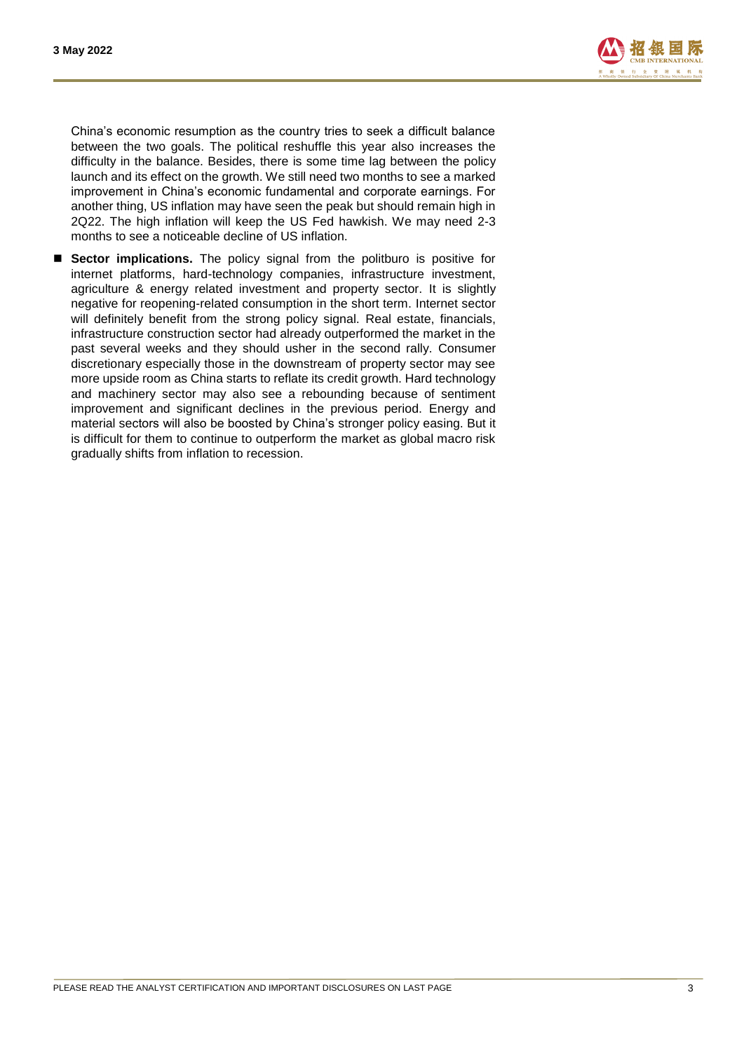China's economic resumption as the country tries to seek a difficult balance between the two goals. The political reshuffle this year also increases the difficulty in the balance. Besides, there is some time lag between the policy launch and its effect on the growth. We still need two months to see a marked improvement in China's economic fundamental and corporate earnings. For another thing, US inflation may have seen the peak but should remain high in 2Q22. The high inflation will keep the US Fed hawkish. We may need 2-3 months to see a noticeable decline of US inflation.

- **Sector implications.** The policy signal from the politburo is positive for internet platforms, hard-technology companies, infrastructure investment, agriculture & energy related investment and property sector. It is slightly negative for reopening-related consumption in the short term. Internet sector will definitely benefit from the strong policy signal. Real estate, financials, infrastructure construction sector had already outperformed the market in the past several weeks and they should usher in the second rally. Consumer discretionary especially those in the downstream of property sector may see more upside room as China starts to reflate its credit growth. Hard technology and machinery sector may also see a rebounding because of sentiment improvement and significant declines in the previous period. Energy and material sectors will also be boosted by China's stronger policy easing. But it is difficult for them to continue to outperform the market as global macro risk gradually shifts from inflation to recession.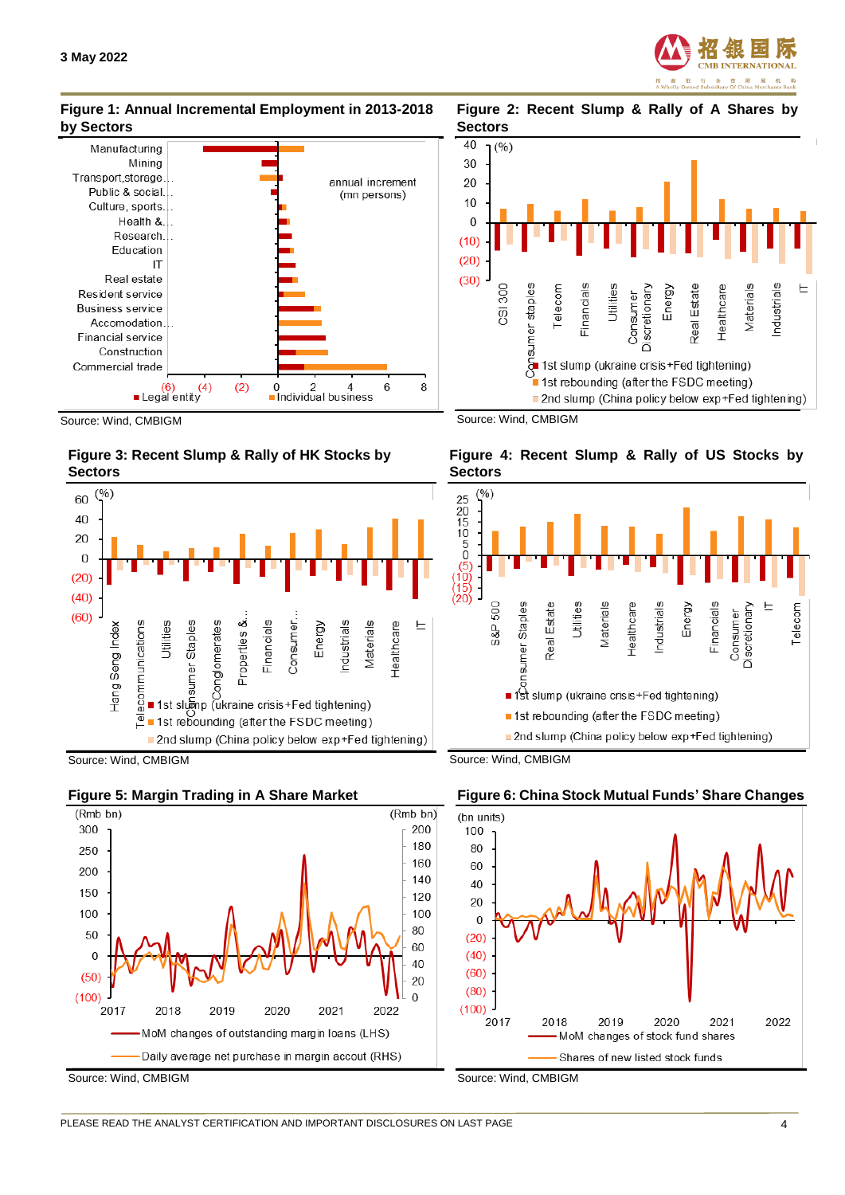**Figure 1: Annual Incremental Employment in 2013-2018 by Sectors**

Source: Wind, CMBIGM

**Figure 2: Recent Slump & Rally of A Shares by Sectors**

Source: Wind, CMBIGM

**Figure 3: Recent Slump & Rally of HK Stocks by Sectors**

Source: Wind, CMBIGM

**Figure 4: Recent Slump & Rally of US Stocks by Sectors**

Source: Wind, CMBIGM

**Figure 5: Margin Trading in A Share Market**

Source: Wind, CMBIGM

**Figure 6: China Stock Mutual Funds' Share Changes**

Source: Wind, CMBIGM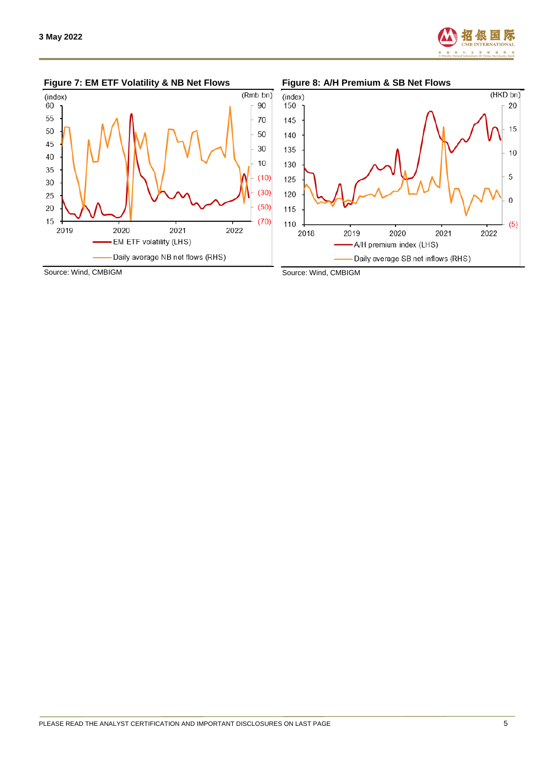**Figure 7: EM ETF Volatility & NB Net Flows**

Source: Wind, CMBIGM

**Figure 8: A/H Premium & SB Net Flows**

Source: Wind, CMBIGM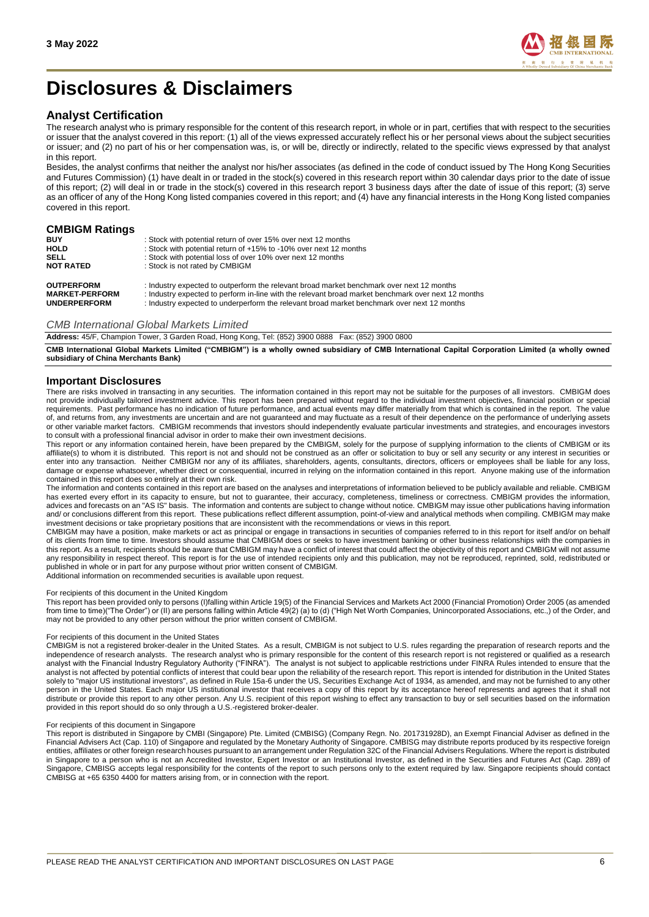# Disclosures & Disclaimers

## Analyst Certification

The research analyst who is primary responsible for the content of this research report, in whole or in part, certifies that with respect to the securities or issuer that the analyst covered in this report: (1) all of the views expressed accurately reflect his or her personal views about the subject securities or issuer; and (2) no part of his or her compensation was, is, or will be, directly or indirectly, related to the specific views expressed by that analyst in this report.

Besides, the analyst confirms that neither the analyst nor his/her associates (as defined in the code of conduct issued by The Hong Kong Securities and Futures Commission) (1) have dealt in or traded in the stock(s) covered in this research report within 30 calendar days prior to the date of issue of this report; (2) will deal in or trade in the stock(s) covered in this research report 3 business days after the date of issue of this report; (3) serve as an officer of any of the Hong Kong listed companies covered in this report; and (4) have any financial interests in the Hong Kong listed companies covered in this report.

## CMBIGM Ratings

| | |
|---|---|
| **BUY** | : Stock with potential return of over 15% over next 12 months |
| **HOLD** | : Stock with potential return of +15% to -10% over next 12 months |
| **SELL** | : Stock with potential loss of over 10% over next 12 months |
| **NOT RATED** | : Stock is not rated by CMBIGM |

| | |
|---|---|
| **OUTPERFORM** | : Industry expected to outperform the relevant broad market benchmark over next 12 months |
| **MARKET-PERFORM** | : Industry expected to perform in-line with the relevant broad market benchmark over next 12 months |
| **UNDERPERFORM** | : Industry expected to underperform the relevant broad market benchmark over next 12 months |

*CMB International Global Markets Limited*

**Address:** 45/F, Champion Tower, 3 Garden Road, Hong Kong, Tel: (852) 3900 0888 Fax: (852) 3900 0800

**CMB International Global Markets Limited ("CMBIGM") is a wholly owned subsidiary of CMB International Capital Corporation Limited (a wholly owned subsidiary of China Merchants Bank)**

## Important Disclosures

There are risks involved in transacting in any securities. The information contained in this report may not be suitable for the purposes of all investors. CMBIGM does not provide individually tailored investment advice. This report has been prepared without regard to the individual investment objectives, financial position or special requirements. Past performance has no indication of future performance, and actual events may differ materially from that which is contained in the report. The value of, and returns from, any investments are uncertain and are not guaranteed and may fluctuate as a result of their dependence on the performance of underlying assets or other variable market factors. CMBIGM recommends that investors should independently evaluate particular investments and strategies, and encourages investors to consult with a professional financial advisor in order to make their own investment decisions.

This report or any information contained herein, have been prepared by the CMBIGM, solely for the purpose of supplying information to the clients of CMBIGM or its affiliate(s) to whom it is distributed. This report is not and should not be construed as an offer or solicitation to buy or sell any security or any interest in securities or enter into any transaction. Neither CMBIGM nor any of its affiliates, shareholders, agents, consultants, directors, officers or employees shall be liable for any loss, damage or expense whatsoever, whether direct or consequential, incurred in relying on the information contained in this report. Anyone making use of the information contained in this report does so entirely at their own risk.

The information and contents contained in this report are based on the analyses and interpretations of information believed to be publicly available and reliable. CMBIGM has exerted every effort in its capacity to ensure, but not to guarantee, their accuracy, completeness, timeliness or correctness. CMBIGM provides the information, advices and forecasts on an "AS IS" basis. The information and contents are subject to change without notice. CMBIGM may issue other publications having information and/ or conclusions different from this report. These publications reflect different assumption, point-of-view and analytical methods when compiling. CMBIGM may make investment decisions or take proprietary positions that are inconsistent with the recommendations or views in this report.

CMBIGM may have a position, make markets or act as principal or engage in transactions in securities of companies referred to in this report for itself and/or on behalf of its clients from time to time. Investors should assume that CMBIGM does or seeks to have investment banking or other business relationships with the companies in this report. As a result, recipients should be aware that CMBIGM may have a conflict of interest that could affect the objectivity of this report and CMBIGM will not assume any responsibility in respect thereof. This report is for the use of intended recipients only and this publication, may not be reproduced, reprinted, sold, redistributed or published in whole or in part for any purpose without prior written consent of CMBIGM.

Additional information on recommended securities is available upon request.

For recipients of this document in the United Kingdom

This report has been provided only to persons (I)falling within Article 19(5) of the Financial Services and Markets Act 2000 (Financial Promotion) Order 2005 (as amended from time to time)("The Order") or (II) are persons falling within Article 49(2) (a) to (d) ("High Net Worth Companies, Unincorporated Associations, etc.,) of the Order, and may not be provided to any other person without the prior written consent of CMBIGM.

For recipients of this document in the United States

CMBIGM is not a registered broker-dealer in the United States. As a result, CMBIGM is not subject to U.S. rules regarding the preparation of research reports and the independence of research analysts. The research analyst who is primary responsible for the content of this research report is not registered or qualified as a research analyst with the Financial Industry Regulatory Authority ("FINRA"). The analyst is not subject to applicable restrictions under FINRA Rules intended to ensure that the analyst is not affected by potential conflicts of interest that could bear upon the reliability of the research report. This report is intended for distribution in the United States solely to "major US institutional investors", as defined in Rule 15a-6 under the US, Securities Exchange Act of 1934, as amended, and may not be furnished to any other person in the United States. Each major US institutional investor that receives a copy of this report by its acceptance hereof represents and agrees that it shall not distribute or provide this report to any other person. Any U.S. recipient of this report wishing to effect any transaction to buy or sell securities based on the information provided in this report should do so only through a U.S.-registered broker-dealer.

For recipients of this document in Singapore

This report is distributed in Singapore by CMBI (Singapore) Pte. Limited (CMBISG) (Company Regn. No. 201731928D), an Exempt Financial Adviser as defined in the Financial Advisers Act (Cap. 110) of Singapore and regulated by the Monetary Authority of Singapore. CMBISG may distribute reports produced by its respective foreign entities, affiliates or other foreign research houses pursuant to an arrangement under Regulation 32C of the Financial Advisers Regulations. Where the report is distributed in Singapore to a person who is not an Accredited Investor, Expert Investor or an Institutional Investor, as defined in the Securities and Futures Act (Cap. 289) of Singapore, CMBISG accepts legal responsibility for the contents of the report to such persons only to the extent required by law. Singapore recipients should contact CMBISG at +65 6350 4400 for matters arising from, or in connection with the report.